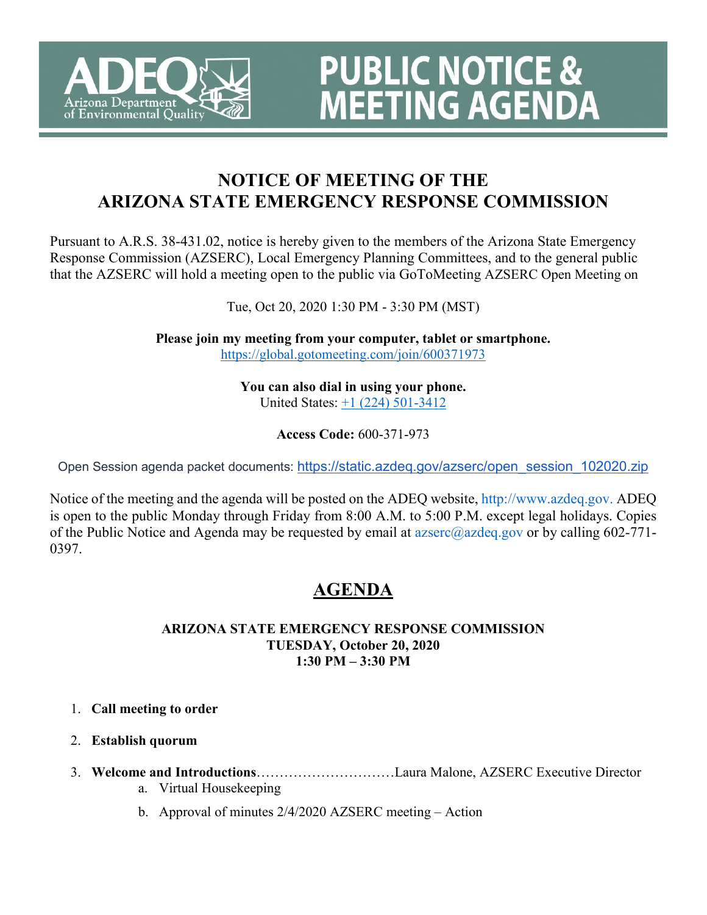# PUBLIC NOTICE & MEETING AGENDA

ADEQ Arizona Department of Environmental Quality

## NOTICE OF MEETING OF THE ARIZONA STATE EMERGENCY RESPONSE COMMISSION

Pursuant to A.R.S. 38-431.02, notice is hereby given to the members of the Arizona State Emergency Response Commission (AZSERC), Local Emergency Planning Committees, and to the general public that the AZSERC will hold a meeting open to the public via GoToMeeting AZSERC Open Meeting on

Tue, Oct 20, 2020 1:30 PM - 3:30 PM (MST)

**Please join my meeting from your computer, tablet or smartphone.**
https://global.gotomeeting.com/join/600371973

**You can also dial in using your phone.**
United States: +1 (224) 501-3412

**Access Code:** 600-371-973

Open Session agenda packet documents: https://static.azdeq.gov/azserc/open_session_102020.zip

Notice of the meeting and the agenda will be posted on the ADEQ website, http://www.azdeq.gov. ADEQ is open to the public Monday through Friday from 8:00 A.M. to 5:00 P.M. except legal holidays. Copies of the Public Notice and Agenda may be requested by email at azserc@azdeq.gov or by calling 602-771-0397.

## AGENDA

**ARIZONA STATE EMERGENCY RESPONSE COMMISSION**
**TUESDAY, October 20, 2020**
**1:30 PM – 3:30 PM**

1. **Call meeting to order**
2. **Establish quorum**
3. **Welcome and Introductions**………………………….Laura Malone, AZSERC Executive Director
   a. Virtual Housekeeping
   b. Approval of minutes 2/4/2020 AZSERC meeting – Action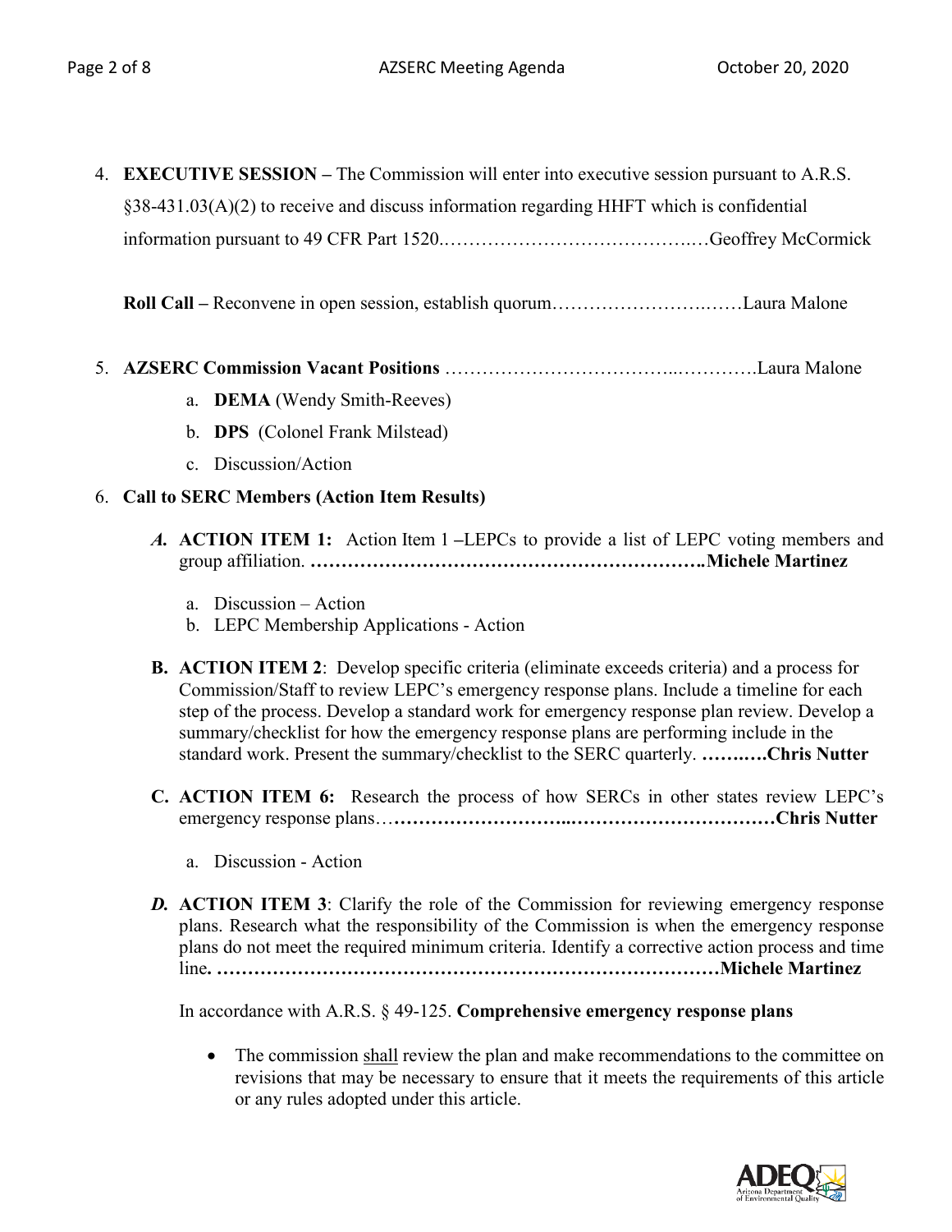4. **EXECUTIVE SESSION –** The Commission will enter into executive session pursuant to A.R.S. §38-431.03(A)(2) to receive and discuss information regarding HHFT which is confidential information pursuant to 49 CFR Part 1520.………………………….…………..…Geoffrey McCormick

   **Roll Call –** Reconvene in open session, establish quorum…………………….……Laura Malone

5. **AZSERC Commission Vacant Positions** ……………………………..…………Laura Malone
   a. **DEMA** (Wendy Smith-Reeves)
   b. **DPS** (Colonel Frank Milstead)
   c. Discussion/Action

6. **Call to SERC Members (Action Item Results)**

   ***A.*** **ACTION ITEM 1:** Action Item 1 –LEPCs to provide a list of LEPC voting members and group affiliation. **……………………………………………………..Michele Martinez**

   a. Discussion – Action
   b. LEPC Membership Applications - Action

   **B. ACTION ITEM 2**: Develop specific criteria (eliminate exceeds criteria) and a process for Commission/Staff to review LEPC's emergency response plans. Include a timeline for each step of the process. Develop a standard work for emergency response plan review. Develop a summary/checklist for how the emergency response plans are performing include in the standard work. Present the summary/checklist to the SERC quarterly. **……..….Chris Nutter**

   **C. ACTION ITEM 6:** Research the process of how SERCs in other states review LEPC's emergency response plans…**………………………..……………………………Chris Nutter**

   a. Discussion - Action

   ***D.*** **ACTION ITEM 3**: Clarify the role of the Commission for reviewing emergency response plans. Research what the responsibility of the Commission is when the emergency response plans do not meet the required minimum criteria. Identify a corrective action process and time line**. ……………………………………………………………………Michele Martinez**

   In accordance with A.R.S. § 49-125. **Comprehensive emergency response plans**

   - The commission shall review the plan and make recommendations to the committee on revisions that may be necessary to ensure that it meets the requirements of this article or any rules adopted under this article.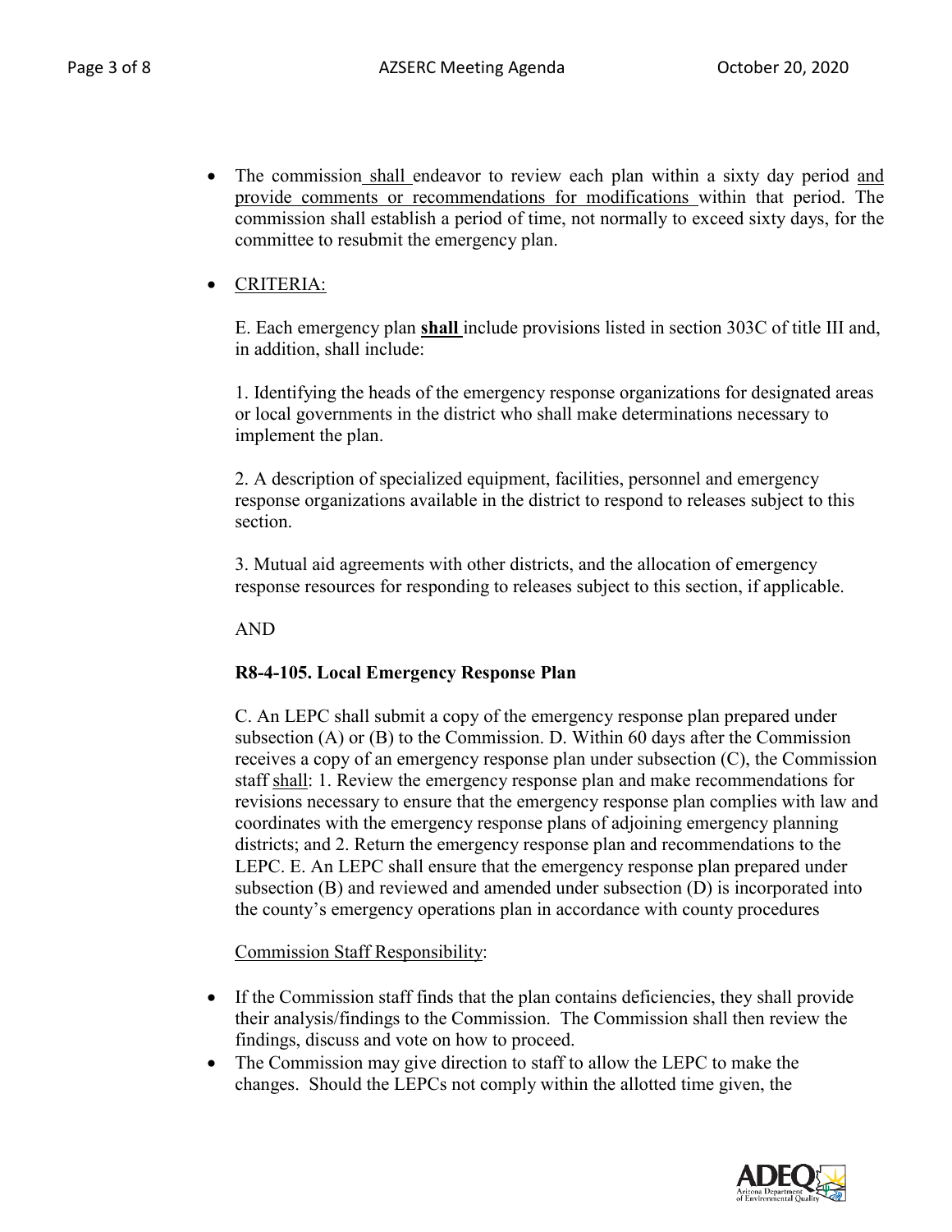- The commission shall endeavor to review each plan within a sixty day period and provide comments or recommendations for modifications within that period. The commission shall establish a period of time, not normally to exceed sixty days, for the committee to resubmit the emergency plan.

- CRITERIA:

  E. Each emergency plan **shall** include provisions listed in section 303C of title III and, in addition, shall include:

  1. Identifying the heads of the emergency response organizations for designated areas or local governments in the district who shall make determinations necessary to implement the plan.

  2. A description of specialized equipment, facilities, personnel and emergency response organizations available in the district to respond to releases subject to this section.

  3. Mutual aid agreements with other districts, and the allocation of emergency response resources for responding to releases subject to this section, if applicable.

  AND

  **R8-4-105. Local Emergency Response Plan**

  C. An LEPC shall submit a copy of the emergency response plan prepared under subsection (A) or (B) to the Commission. D. Within 60 days after the Commission receives a copy of an emergency response plan under subsection (C), the Commission staff shall: 1. Review the emergency response plan and make recommendations for revisions necessary to ensure that the emergency response plan complies with law and coordinates with the emergency response plans of adjoining emergency planning districts; and 2. Return the emergency response plan and recommendations to the LEPC. E. An LEPC shall ensure that the emergency response plan prepared under subsection (B) and reviewed and amended under subsection (D) is incorporated into the county's emergency operations plan in accordance with county procedures

  Commission Staff Responsibility:

- If the Commission staff finds that the plan contains deficiencies, they shall provide their analysis/findings to the Commission. The Commission shall then review the findings, discuss and vote on how to proceed.
- The Commission may give direction to staff to allow the LEPC to make the changes. Should the LEPCs not comply within the allotted time given, the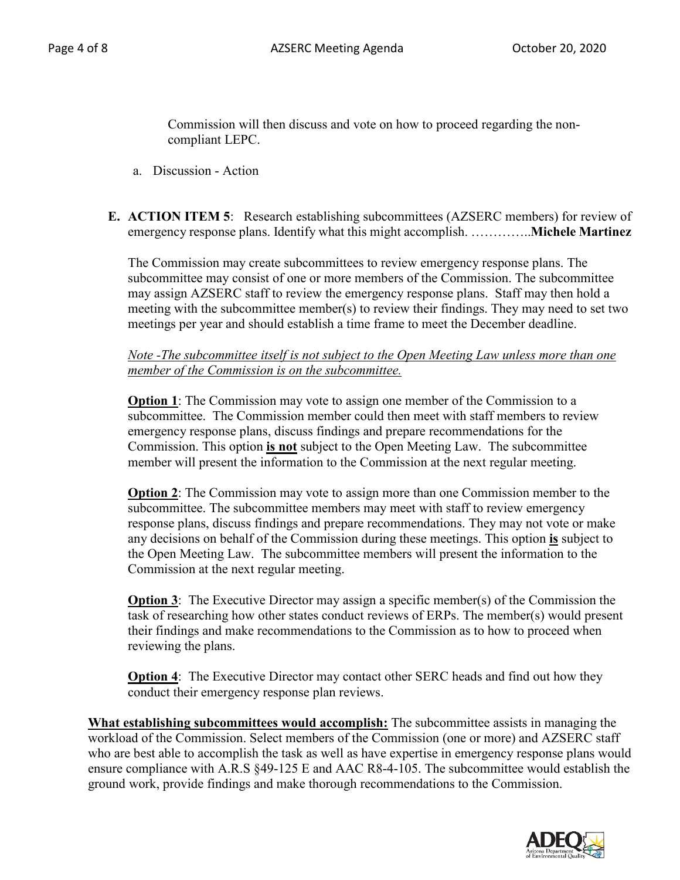Commission will then discuss and vote on how to proceed regarding the non-compliant LEPC.

a. Discussion - Action

**E. ACTION ITEM 5**: Research establishing subcommittees (AZSERC members) for review of emergency response plans. Identify what this might accomplish. …………..**Michele Martinez**

The Commission may create subcommittees to review emergency response plans. The subcommittee may consist of one or more members of the Commission. The subcommittee may assign AZSERC staff to review the emergency response plans. Staff may then hold a meeting with the subcommittee member(s) to review their findings. They may need to set two meetings per year and should establish a time frame to meet the December deadline.

*Note -The subcommittee itself is not subject to the Open Meeting Law unless more than one member of the Commission is on the subcommittee.*

**Option 1**: The Commission may vote to assign one member of the Commission to a subcommittee. The Commission member could then meet with staff members to review emergency response plans, discuss findings and prepare recommendations for the Commission. This option **is not** subject to the Open Meeting Law. The subcommittee member will present the information to the Commission at the next regular meeting.

**Option 2**: The Commission may vote to assign more than one Commission member to the subcommittee. The subcommittee members may meet with staff to review emergency response plans, discuss findings and prepare recommendations. They may not vote or make any decisions on behalf of the Commission during these meetings. This option **is** subject to the Open Meeting Law. The subcommittee members will present the information to the Commission at the next regular meeting.

**Option 3**: The Executive Director may assign a specific member(s) of the Commission the task of researching how other states conduct reviews of ERPs. The member(s) would present their findings and make recommendations to the Commission as to how to proceed when reviewing the plans.

**Option 4**: The Executive Director may contact other SERC heads and find out how they conduct their emergency response plan reviews.

**What establishing subcommittees would accomplish:** The subcommittee assists in managing the workload of the Commission. Select members of the Commission (one or more) and AZSERC staff who are best able to accomplish the task as well as have expertise in emergency response plans would ensure compliance with A.R.S §49-125 E and AAC R8-4-105. The subcommittee would establish the ground work, provide findings and make thorough recommendations to the Commission.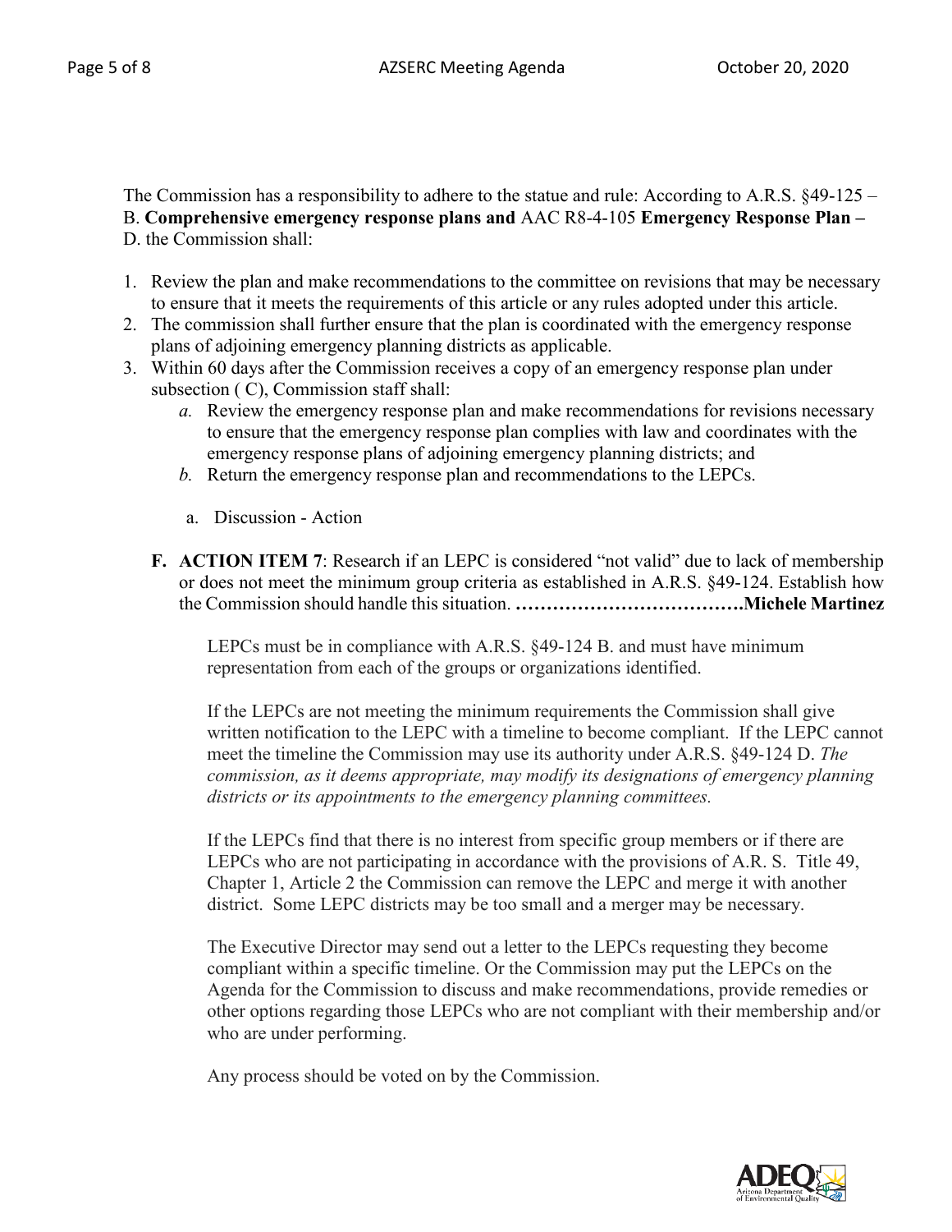The Commission has a responsibility to adhere to the statue and rule: According to A.R.S. §49-125 – B. **Comprehensive emergency response plans and** AAC R8-4-105 **Emergency Response Plan –** D. the Commission shall:

1. Review the plan and make recommendations to the committee on revisions that may be necessary to ensure that it meets the requirements of this article or any rules adopted under this article.
2. The commission shall further ensure that the plan is coordinated with the emergency response plans of adjoining emergency planning districts as applicable.
3. Within 60 days after the Commission receives a copy of an emergency response plan under subsection ( C), Commission staff shall:
   *a.* Review the emergency response plan and make recommendations for revisions necessary to ensure that the emergency response plan complies with law and coordinates with the emergency response plans of adjoining emergency planning districts; and
   *b.* Return the emergency response plan and recommendations to the LEPCs.

   a. Discussion - Action

**F. ACTION ITEM 7**: Research if an LEPC is considered "not valid" due to lack of membership or does not meet the minimum group criteria as established in A.R.S. §49-124. Establish how the Commission should handle this situation. **……………………………….Michele Martinez**

LEPCs must be in compliance with A.R.S. §49-124 B. and must have minimum representation from each of the groups or organizations identified.

If the LEPCs are not meeting the minimum requirements the Commission shall give written notification to the LEPC with a timeline to become compliant. If the LEPC cannot meet the timeline the Commission may use its authority under A.R.S. §49-124 D. *The commission, as it deems appropriate, may modify its designations of emergency planning districts or its appointments to the emergency planning committees.*

If the LEPCs find that there is no interest from specific group members or if there are LEPCs who are not participating in accordance with the provisions of A.R. S. Title 49, Chapter 1, Article 2 the Commission can remove the LEPC and merge it with another district. Some LEPC districts may be too small and a merger may be necessary.

The Executive Director may send out a letter to the LEPCs requesting they become compliant within a specific timeline. Or the Commission may put the LEPCs on the Agenda for the Commission to discuss and make recommendations, provide remedies or other options regarding those LEPCs who are not compliant with their membership and/or who are under performing.

Any process should be voted on by the Commission.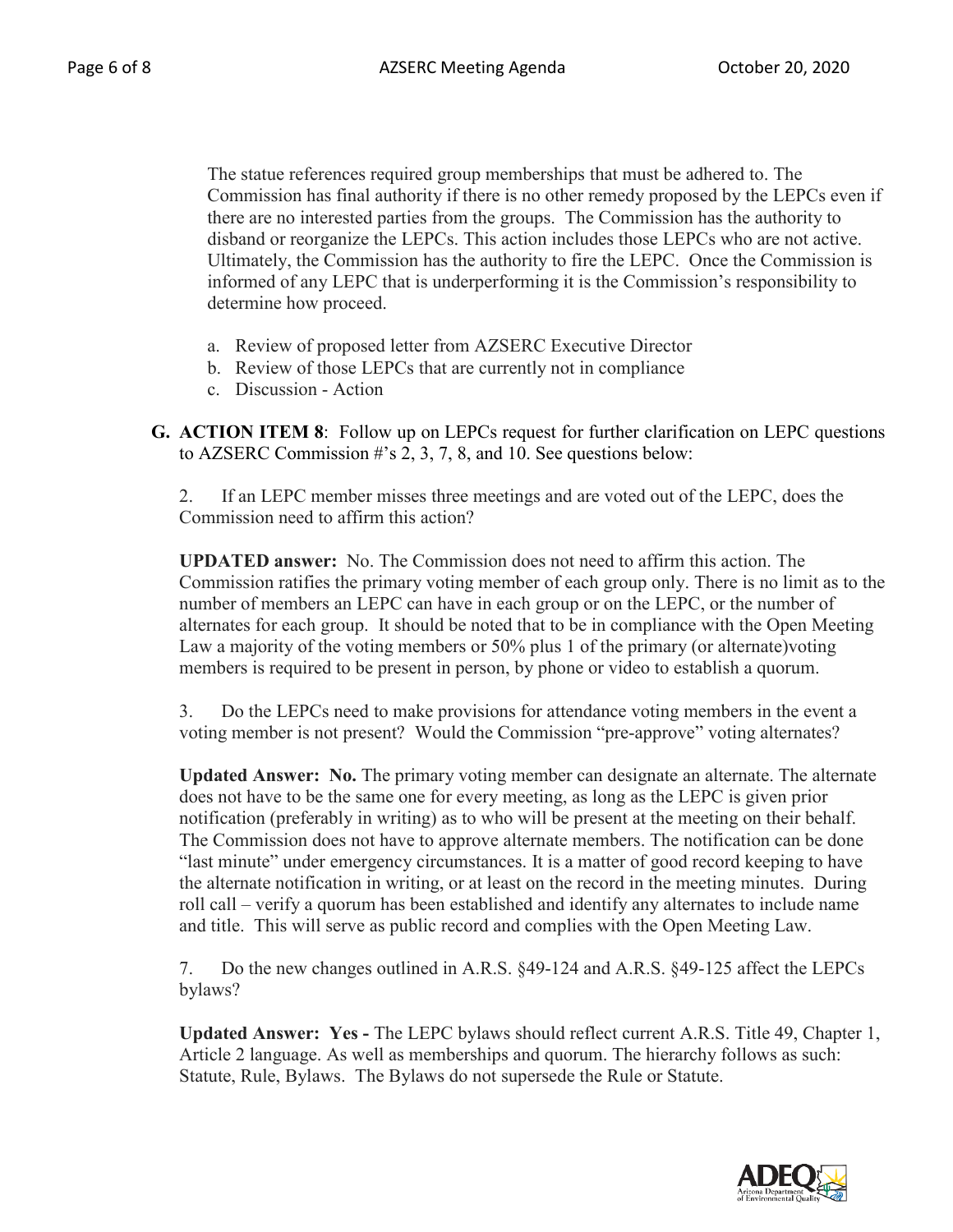The statue references required group memberships that must be adhered to. The Commission has final authority if there is no other remedy proposed by the LEPCs even if there are no interested parties from the groups. The Commission has the authority to disband or reorganize the LEPCs. This action includes those LEPCs who are not active. Ultimately, the Commission has the authority to fire the LEPC. Once the Commission is informed of any LEPC that is underperforming it is the Commission's responsibility to determine how proceed.

a. Review of proposed letter from AZSERC Executive Director
b. Review of those LEPCs that are currently not in compliance
c. Discussion - Action

**G. ACTION ITEM 8**: Follow up on LEPCs request for further clarification on LEPC questions to AZSERC Commission #'s 2, 3, 7, 8, and 10. See questions below:

2. If an LEPC member misses three meetings and are voted out of the LEPC, does the Commission need to affirm this action?

**UPDATED answer:** No. The Commission does not need to affirm this action. The Commission ratifies the primary voting member of each group only. There is no limit as to the number of members an LEPC can have in each group or on the LEPC, or the number of alternates for each group. It should be noted that to be in compliance with the Open Meeting Law a majority of the voting members or 50% plus 1 of the primary (or alternate)voting members is required to be present in person, by phone or video to establish a quorum.

3. Do the LEPCs need to make provisions for attendance voting members in the event a voting member is not present? Would the Commission "pre-approve" voting alternates?

**Updated Answer: No.** The primary voting member can designate an alternate. The alternate does not have to be the same one for every meeting, as long as the LEPC is given prior notification (preferably in writing) as to who will be present at the meeting on their behalf. The Commission does not have to approve alternate members. The notification can be done "last minute" under emergency circumstances. It is a matter of good record keeping to have the alternate notification in writing, or at least on the record in the meeting minutes. During roll call – verify a quorum has been established and identify any alternates to include name and title. This will serve as public record and complies with the Open Meeting Law.

7. Do the new changes outlined in A.R.S. §49-124 and A.R.S. §49-125 affect the LEPCs bylaws?

**Updated Answer: Yes -** The LEPC bylaws should reflect current A.R.S. Title 49, Chapter 1, Article 2 language. As well as memberships and quorum. The hierarchy follows as such: Statute, Rule, Bylaws. The Bylaws do not supersede the Rule or Statute.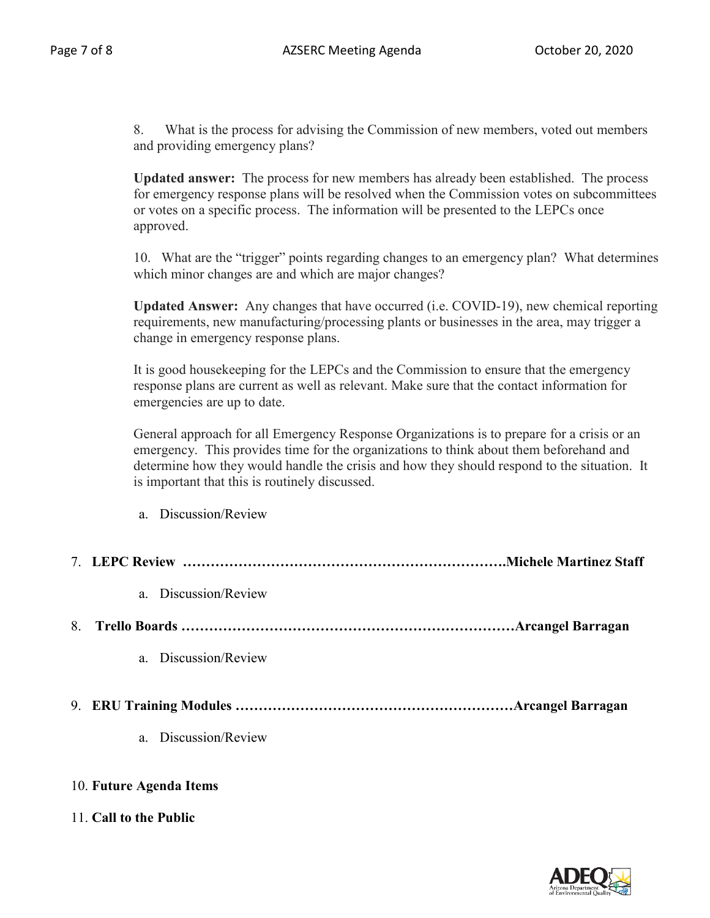8. What is the process for advising the Commission of new members, voted out members and providing emergency plans?

**Updated answer:** The process for new members has already been established. The process for emergency response plans will be resolved when the Commission votes on subcommittees or votes on a specific process. The information will be presented to the LEPCs once approved.

10. What are the "trigger" points regarding changes to an emergency plan? What determines which minor changes are and which are major changes?

**Updated Answer:** Any changes that have occurred (i.e. COVID-19), new chemical reporting requirements, new manufacturing/processing plants or businesses in the area, may trigger a change in emergency response plans.

It is good housekeeping for the LEPCs and the Commission to ensure that the emergency response plans are current as well as relevant. Make sure that the contact information for emergencies are up to date.

General approach for all Emergency Response Organizations is to prepare for a crisis or an emergency. This provides time for the organizations to think about them beforehand and determine how they would handle the crisis and how they should respond to the situation. It is important that this is routinely discussed.

a. Discussion/Review

7. **LEPC Review ……………………………………………………………….Michele Martinez Staff**

    a. Discussion/Review

8. **Trello Boards ………………………………………………………………Arcangel Barragan**

    a. Discussion/Review

9. **ERU Training Modules …………………………………………………Arcangel Barragan**

    a. Discussion/Review

10. **Future Agenda Items**

11. **Call to the Public**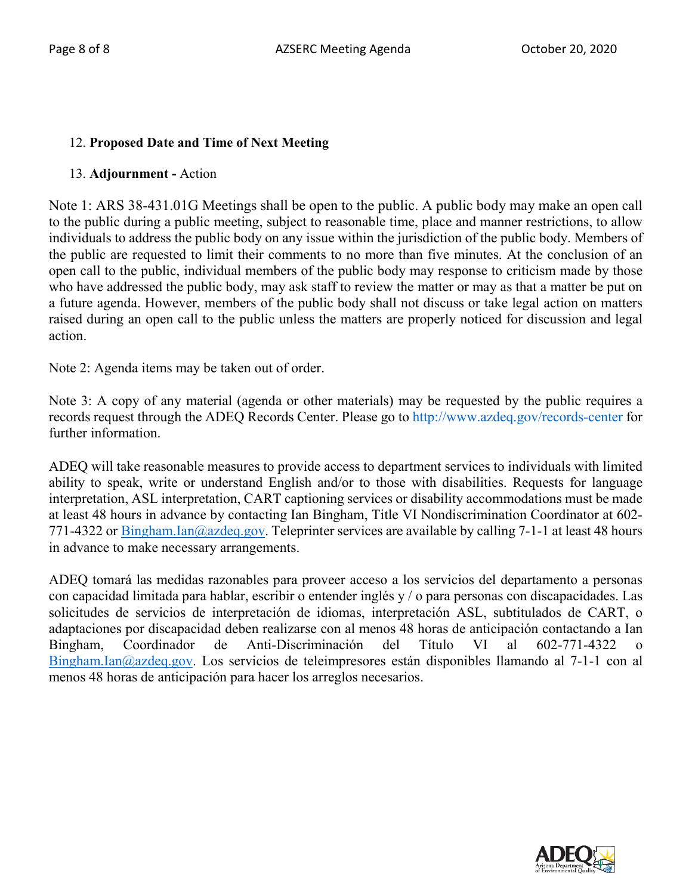12. **Proposed Date and Time of Next Meeting**

13. **Adjournment -** Action

Note 1: ARS 38-431.01G Meetings shall be open to the public. A public body may make an open call to the public during a public meeting, subject to reasonable time, place and manner restrictions, to allow individuals to address the public body on any issue within the jurisdiction of the public body. Members of the public are requested to limit their comments to no more than five minutes. At the conclusion of an open call to the public, individual members of the public body may response to criticism made by those who have addressed the public body, may ask staff to review the matter or may as that a matter be put on a future agenda. However, members of the public body shall not discuss or take legal action on matters raised during an open call to the public unless the matters are properly noticed for discussion and legal action.

Note 2: Agenda items may be taken out of order.

Note 3: A copy of any material (agenda or other materials) may be requested by the public requires a records request through the ADEQ Records Center. Please go to http://www.azdeq.gov/records-center for further information.

ADEQ will take reasonable measures to provide access to department services to individuals with limited ability to speak, write or understand English and/or to those with disabilities. Requests for language interpretation, ASL interpretation, CART captioning services or disability accommodations must be made at least 48 hours in advance by contacting Ian Bingham, Title VI Nondiscrimination Coordinator at 602-771-4322 or Bingham.Ian@azdeq.gov. Teleprinter services are available by calling 7-1-1 at least 48 hours in advance to make necessary arrangements.

ADEQ tomará las medidas razonables para proveer acceso a los servicios del departamento a personas con capacidad limitada para hablar, escribir o entender inglés y / o para personas con discapacidades. Las solicitudes de servicios de interpretación de idiomas, interpretación ASL, subtitulados de CART, o adaptaciones por discapacidad deben realizarse con al menos 48 horas de anticipación contactando a Ian Bingham, Coordinador de Anti-Discriminación del Título VI al 602-771-4322 o Bingham.Ian@azdeq.gov. Los servicios de teleimpresores están disponibles llamando al 7-1-1 con al menos 48 horas de anticipación para hacer los arreglos necesarios.